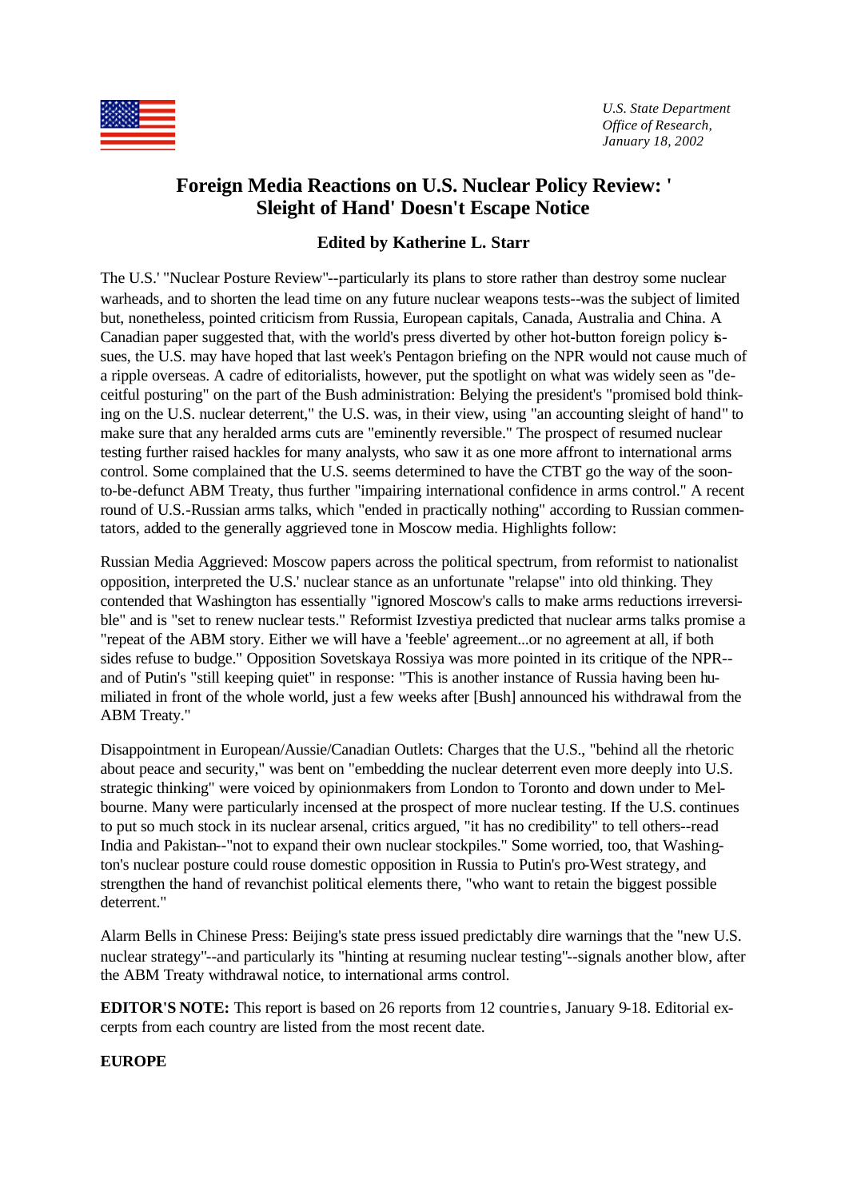*U.S. State Department*
*Office of Research,*
*January 18, 2002*

# Foreign Media Reactions on U.S. Nuclear Policy Review: ' Sleight of Hand' Doesn't Escape Notice

### Edited by Katherine L. Starr

The U.S.' "Nuclear Posture Review"--particularly its plans to store rather than destroy some nuclear warheads, and to shorten the lead time on any future nuclear weapons tests--was the subject of limited but, nonetheless, pointed criticism from Russia, European capitals, Canada, Australia and China. A Canadian paper suggested that, with the world's press diverted by other hot-button foreign policy issues, the U.S. may have hoped that last week's Pentagon briefing on the NPR would not cause much of a ripple overseas. A cadre of editorialists, however, put the spotlight on what was widely seen as "deceitful posturing" on the part of the Bush administration: Belying the president's "promised bold thinking on the U.S. nuclear deterrent," the U.S. was, in their view, using "an accounting sleight of hand" to make sure that any heralded arms cuts are "eminently reversible." The prospect of resumed nuclear testing further raised hackles for many analysts, who saw it as one more affront to international arms control. Some complained that the U.S. seems determined to have the CTBT go the way of the soon-to-be-defunct ABM Treaty, thus further "impairing international confidence in arms control." A recent round of U.S.-Russian arms talks, which "ended in practically nothing" according to Russian commentators, added to the generally aggrieved tone in Moscow media. Highlights follow:

Russian Media Aggrieved: Moscow papers across the political spectrum, from reformist to nationalist opposition, interpreted the U.S.' nuclear stance as an unfortunate "relapse" into old thinking. They contended that Washington has essentially "ignored Moscow's calls to make arms reductions irreversible" and is "set to renew nuclear tests." Reformist Izvestiya predicted that nuclear arms talks promise a "repeat of the ABM story. Either we will have a 'feeble' agreement...or no agreement at all, if both sides refuse to budge." Opposition Sovetskaya Rossiya was more pointed in its critique of the NPR--and of Putin's "still keeping quiet" in response: "This is another instance of Russia having been humiliated in front of the whole world, just a few weeks after [Bush] announced his withdrawal from the ABM Treaty."

Disappointment in European/Aussie/Canadian Outlets: Charges that the U.S., "behind all the rhetoric about peace and security," was bent on "embedding the nuclear deterrent even more deeply into U.S. strategic thinking" were voiced by opinionmakers from London to Toronto and down under to Melbourne. Many were particularly incensed at the prospect of more nuclear testing. If the U.S. continues to put so much stock in its nuclear arsenal, critics argued, "it has no credibility" to tell others--read India and Pakistan--"not to expand their own nuclear stockpiles." Some worried, too, that Washington's nuclear posture could rouse domestic opposition in Russia to Putin's pro-West strategy, and strengthen the hand of revanchist political elements there, "who want to retain the biggest possible deterrent."

Alarm Bells in Chinese Press: Beijing's state press issued predictably dire warnings that the "new U.S. nuclear strategy"--and particularly its "hinting at resuming nuclear testing"--signals another blow, after the ABM Treaty withdrawal notice, to international arms control.

**EDITOR'S NOTE:** This report is based on 26 reports from 12 countries, January 9-18. Editorial excerpts from each country are listed from the most recent date.

**EUROPE**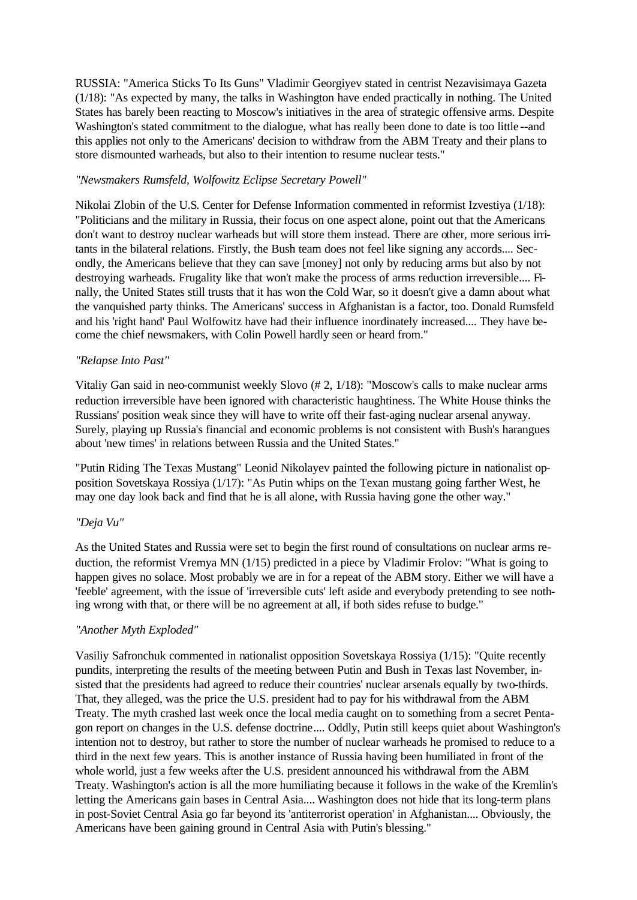RUSSIA: "America Sticks To Its Guns" Vladimir Georgiyev stated in centrist Nezavisimaya Gazeta (1/18): "As expected by many, the talks in Washington have ended practically in nothing. The United States has barely been reacting to Moscow's initiatives in the area of strategic offensive arms. Despite Washington's stated commitment to the dialogue, what has really been done to date is too little--and this applies not only to the Americans' decision to withdraw from the ABM Treaty and their plans to store dismounted warheads, but also to their intention to resume nuclear tests."

*"Newsmakers Rumsfeld, Wolfowitz Eclipse Secretary Powell"*

Nikolai Zlobin of the U.S. Center for Defense Information commented in reformist Izvestiya (1/18): "Politicians and the military in Russia, their focus on one aspect alone, point out that the Americans don't want to destroy nuclear warheads but will store them instead. There are other, more serious irritants in the bilateral relations. Firstly, the Bush team does not feel like signing any accords.... Secondly, the Americans believe that they can save [money] not only by reducing arms but also by not destroying warheads. Frugality like that won't make the process of arms reduction irreversible.... Finally, the United States still trusts that it has won the Cold War, so it doesn't give a damn about what the vanquished party thinks. The Americans' success in Afghanistan is a factor, too. Donald Rumsfeld and his 'right hand' Paul Wolfowitz have had their influence inordinately increased.... They have become the chief newsmakers, with Colin Powell hardly seen or heard from."

*"Relapse Into Past"*

Vitaliy Gan said in neo-communist weekly Slovo (# 2, 1/18): "Moscow's calls to make nuclear arms reduction irreversible have been ignored with characteristic haughtiness. The White House thinks the Russians' position weak since they will have to write off their fast-aging nuclear arsenal anyway. Surely, playing up Russia's financial and economic problems is not consistent with Bush's harangues about 'new times' in relations between Russia and the United States."

"Putin Riding The Texas Mustang" Leonid Nikolayev painted the following picture in nationalist opposition Sovetskaya Rossiya (1/17): "As Putin whips on the Texan mustang going farther West, he may one day look back and find that he is all alone, with Russia having gone the other way."

*"Deja Vu"*

As the United States and Russia were set to begin the first round of consultations on nuclear arms reduction, the reformist Vremya MN (1/15) predicted in a piece by Vladimir Frolov: "What is going to happen gives no solace. Most probably we are in for a repeat of the ABM story. Either we will have a 'feeble' agreement, with the issue of 'irreversible cuts' left aside and everybody pretending to see nothing wrong with that, or there will be no agreement at all, if both sides refuse to budge."

*"Another Myth Exploded"*

Vasiliy Safronchuk commented in nationalist opposition Sovetskaya Rossiya (1/15): "Quite recently pundits, interpreting the results of the meeting between Putin and Bush in Texas last November, insisted that the presidents had agreed to reduce their countries' nuclear arsenals equally by two-thirds. That, they alleged, was the price the U.S. president had to pay for his withdrawal from the ABM Treaty. The myth crashed last week once the local media caught on to something from a secret Pentagon report on changes in the U.S. defense doctrine.... Oddly, Putin still keeps quiet about Washington's intention not to destroy, but rather to store the number of nuclear warheads he promised to reduce to a third in the next few years. This is another instance of Russia having been humiliated in front of the whole world, just a few weeks after the U.S. president announced his withdrawal from the ABM Treaty. Washington's action is all the more humiliating because it follows in the wake of the Kremlin's letting the Americans gain bases in Central Asia.... Washington does not hide that its long-term plans in post-Soviet Central Asia go far beyond its 'antiterrorist operation' in Afghanistan.... Obviously, the Americans have been gaining ground in Central Asia with Putin's blessing."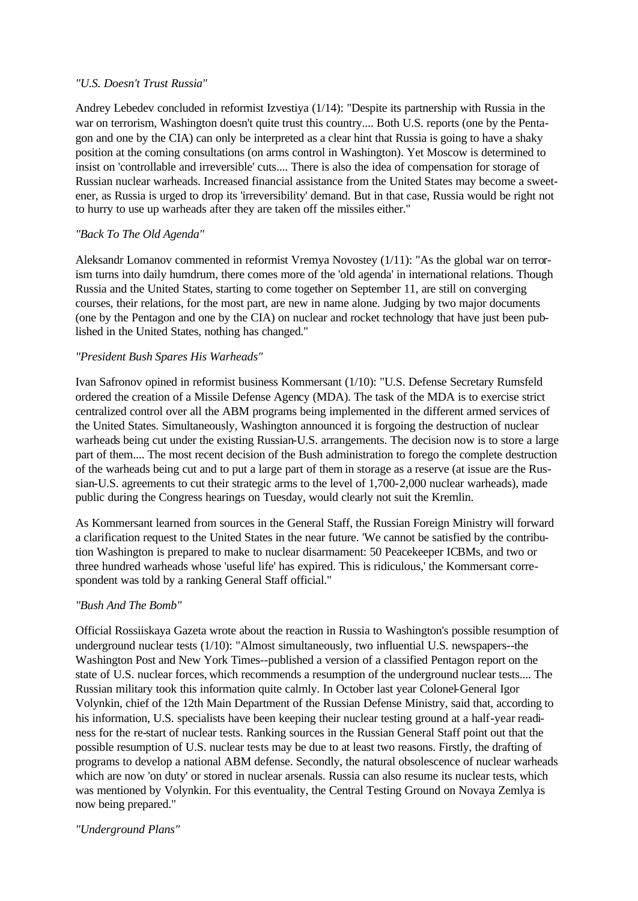*"U.S. Doesn't Trust Russia"*

Andrey Lebedev concluded in reformist Izvestiya (1/14): "Despite its partnership with Russia in the war on terrorism, Washington doesn't quite trust this country.... Both U.S. reports (one by the Pentagon and one by the CIA) can only be interpreted as a clear hint that Russia is going to have a shaky position at the coming consultations (on arms control in Washington). Yet Moscow is determined to insist on 'controllable and irreversible' cuts.... There is also the idea of compensation for storage of Russian nuclear warheads. Increased financial assistance from the United States may become a sweetener, as Russia is urged to drop its 'irreversibility' demand. But in that case, Russia would be right not to hurry to use up warheads after they are taken off the missiles either."

*"Back To The Old Agenda"*

Aleksandr Lomanov commented in reformist Vremya Novostey (1/11): "As the global war on terrorism turns into daily humdrum, there comes more of the 'old agenda' in international relations. Though Russia and the United States, starting to come together on September 11, are still on converging courses, their relations, for the most part, are new in name alone. Judging by two major documents (one by the Pentagon and one by the CIA) on nuclear and rocket technology that have just been published in the United States, nothing has changed."

*"President Bush Spares His Warheads"*

Ivan Safronov opined in reformist business Kommersant (1/10): "U.S. Defense Secretary Rumsfeld ordered the creation of a Missile Defense Agency (MDA). The task of the MDA is to exercise strict centralized control over all the ABM programs being implemented in the different armed services of the United States. Simultaneously, Washington announced it is forgoing the destruction of nuclear warheads being cut under the existing Russian-U.S. arrangements. The decision now is to store a large part of them.... The most recent decision of the Bush administration to forego the complete destruction of the warheads being cut and to put a large part of them in storage as a reserve (at issue are the Russian-U.S. agreements to cut their strategic arms to the level of 1,700-2,000 nuclear warheads), made public during the Congress hearings on Tuesday, would clearly not suit the Kremlin.

As Kommersant learned from sources in the General Staff, the Russian Foreign Ministry will forward a clarification request to the United States in the near future. 'We cannot be satisfied by the contribution Washington is prepared to make to nuclear disarmament: 50 Peacekeeper ICBMs, and two or three hundred warheads whose 'useful life' has expired. This is ridiculous,' the Kommersant correspondent was told by a ranking General Staff official."

*"Bush And The Bomb"*

Official Rossiiskaya Gazeta wrote about the reaction in Russia to Washington's possible resumption of underground nuclear tests (1/10): "Almost simultaneously, two influential U.S. newspapers--the Washington Post and New York Times--published a version of a classified Pentagon report on the state of U.S. nuclear forces, which recommends a resumption of the underground nuclear tests.... The Russian military took this information quite calmly. In October last year Colonel-General Igor Volynkin, chief of the 12th Main Department of the Russian Defense Ministry, said that, according to his information, U.S. specialists have been keeping their nuclear testing ground at a half-year readiness for the re-start of nuclear tests. Ranking sources in the Russian General Staff point out that the possible resumption of U.S. nuclear tests may be due to at least two reasons. Firstly, the drafting of programs to develop a national ABM defense. Secondly, the natural obsolescence of nuclear warheads which are now 'on duty' or stored in nuclear arsenals. Russia can also resume its nuclear tests, which was mentioned by Volynkin. For this eventuality, the Central Testing Ground on Novaya Zemlya is now being prepared."

*"Underground Plans"*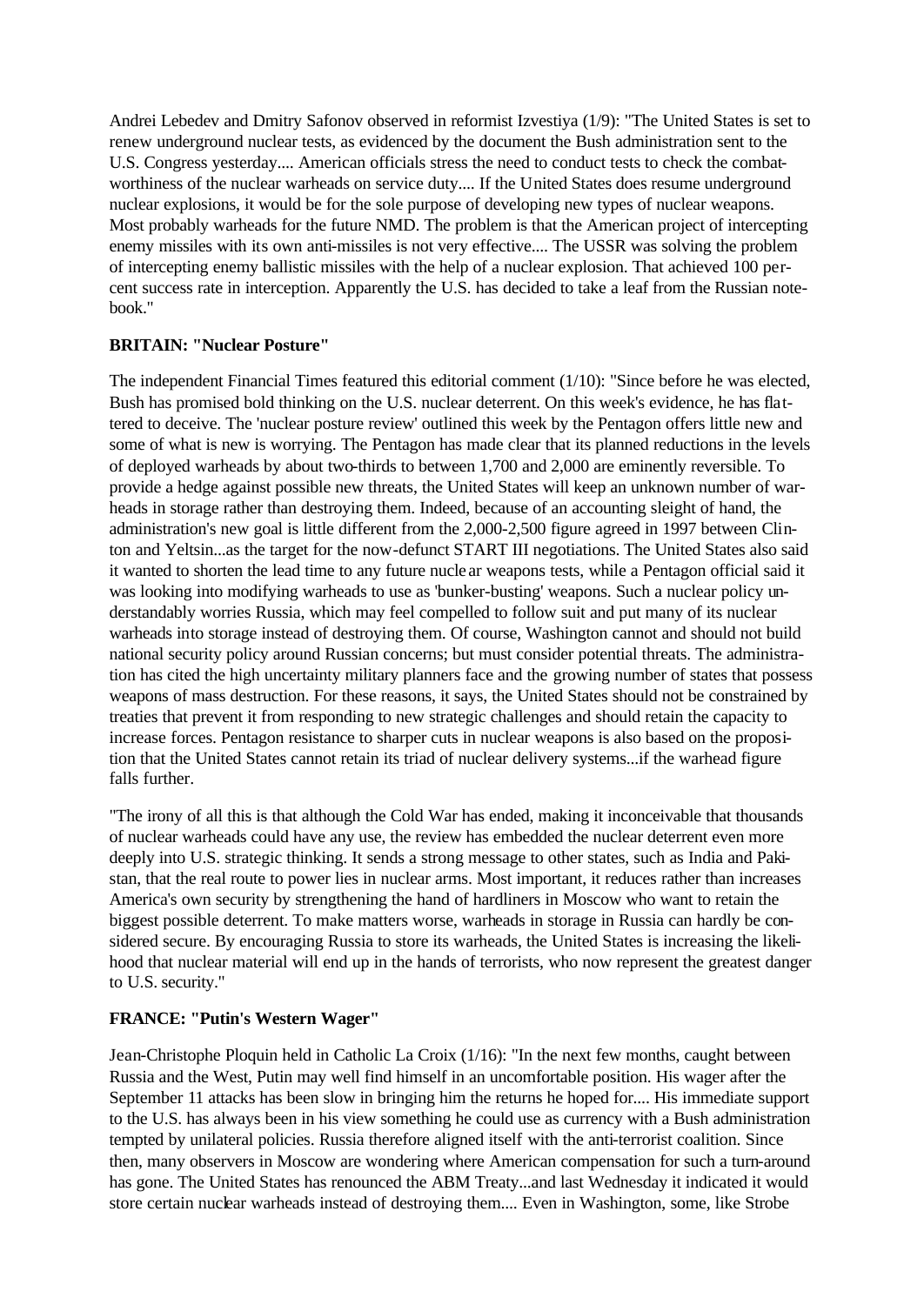Andrei Lebedev and Dmitry Safonov observed in reformist Izvestiya (1/9): "The United States is set to renew underground nuclear tests, as evidenced by the document the Bush administration sent to the U.S. Congress yesterday.... American officials stress the need to conduct tests to check the combat-worthiness of the nuclear warheads on service duty.... If the United States does resume underground nuclear explosions, it would be for the sole purpose of developing new types of nuclear weapons. Most probably warheads for the future NMD. The problem is that the American project of intercepting enemy missiles with its own anti-missiles is not very effective.... The USSR was solving the problem of intercepting enemy ballistic missiles with the help of a nuclear explosion. That achieved 100 per-cent success rate in interception. Apparently the U.S. has decided to take a leaf from the Russian note-book."

**BRITAIN: "Nuclear Posture"**

The independent Financial Times featured this editorial comment (1/10): "Since before he was elected, Bush has promised bold thinking on the U.S. nuclear deterrent. On this week's evidence, he has flattered to deceive. The 'nuclear posture review' outlined this week by the Pentagon offers little new and some of what is new is worrying. The Pentagon has made clear that its planned reductions in the levels of deployed warheads by about two-thirds to between 1,700 and 2,000 are eminently reversible. To provide a hedge against possible new threats, the United States will keep an unknown number of warheads in storage rather than destroying them. Indeed, because of an accounting sleight of hand, the administration's new goal is little different from the 2,000-2,500 figure agreed in 1997 between Clinton and Yeltsin...as the target for the now-defunct START III negotiations. The United States also said it wanted to shorten the lead time to any future nuclear weapons tests, while a Pentagon official said it was looking into modifying warheads to use as 'bunker-busting' weapons. Such a nuclear policy understandably worries Russia, which may feel compelled to follow suit and put many of its nuclear warheads into storage instead of destroying them. Of course, Washington cannot and should not build national security policy around Russian concerns; but must consider potential threats. The administration has cited the high uncertainty military planners face and the growing number of states that possess weapons of mass destruction. For these reasons, it says, the United States should not be constrained by treaties that prevent it from responding to new strategic challenges and should retain the capacity to increase forces. Pentagon resistance to sharper cuts in nuclear weapons is also based on the proposition that the United States cannot retain its triad of nuclear delivery systems...if the warhead figure falls further.

"The irony of all this is that although the Cold War has ended, making it inconceivable that thousands of nuclear warheads could have any use, the review has embedded the nuclear deterrent even more deeply into U.S. strategic thinking. It sends a strong message to other states, such as India and Pakistan, that the real route to power lies in nuclear arms. Most important, it reduces rather than increases America's own security by strengthening the hand of hardliners in Moscow who want to retain the biggest possible deterrent. To make matters worse, warheads in storage in Russia can hardly be considered secure. By encouraging Russia to store its warheads, the United States is increasing the likelihood that nuclear material will end up in the hands of terrorists, who now represent the greatest danger to U.S. security."

**FRANCE: "Putin's Western Wager"**

Jean-Christophe Ploquin held in Catholic La Croix (1/16): "In the next few months, caught between Russia and the West, Putin may well find himself in an uncomfortable position. His wager after the September 11 attacks has been slow in bringing him the returns he hoped for.... His immediate support to the U.S. has always been in his view something he could use as currency with a Bush administration tempted by unilateral policies. Russia therefore aligned itself with the anti-terrorist coalition. Since then, many observers in Moscow are wondering where American compensation for such a turn-around has gone. The United States has renounced the ABM Treaty...and last Wednesday it indicated it would store certain nuclear warheads instead of destroying them.... Even in Washington, some, like Strobe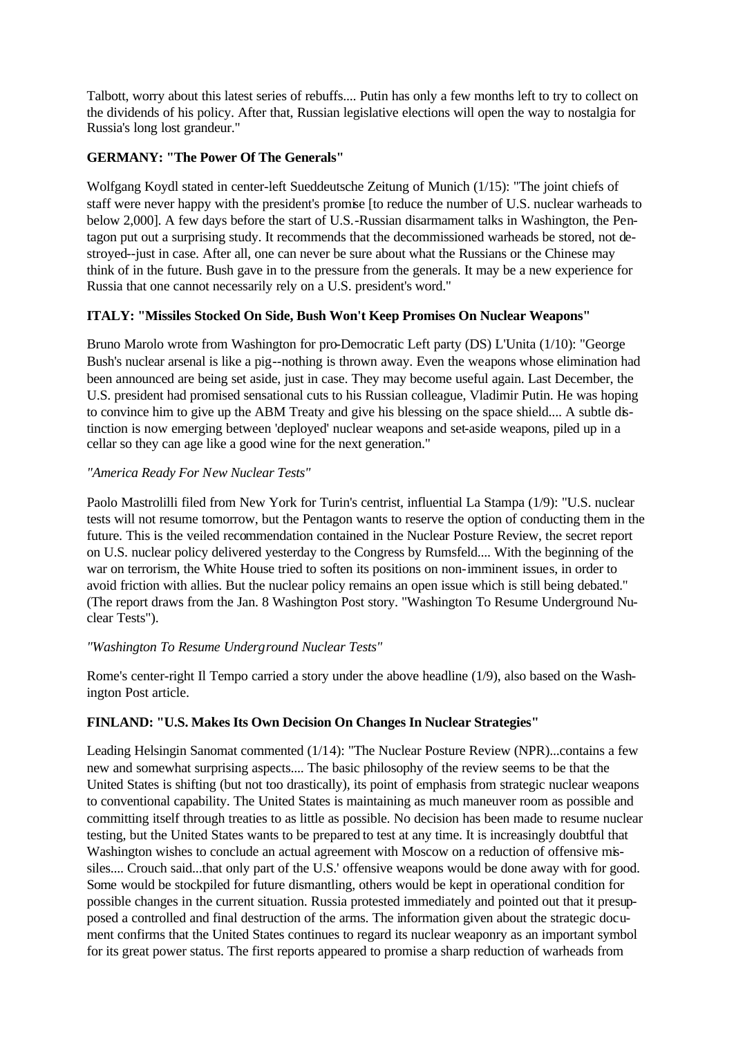Talbott, worry about this latest series of rebuffs.... Putin has only a few months left to try to collect on the dividends of his policy. After that, Russian legislative elections will open the way to nostalgia for Russia's long lost grandeur."

**GERMANY: "The Power Of The Generals"**

Wolfgang Koydl stated in center-left Sueddeutsche Zeitung of Munich (1/15): "The joint chiefs of staff were never happy with the president's promise [to reduce the number of U.S. nuclear warheads to below 2,000]. A few days before the start of U.S.-Russian disarmament talks in Washington, the Pentagon put out a surprising study. It recommends that the decommissioned warheads be stored, not destroyed--just in case. After all, one can never be sure about what the Russians or the Chinese may think of in the future. Bush gave in to the pressure from the generals. It may be a new experience for Russia that one cannot necessarily rely on a U.S. president's word."

**ITALY: "Missiles Stocked On Side, Bush Won't Keep Promises On Nuclear Weapons"**

Bruno Marolo wrote from Washington for pro-Democratic Left party (DS) L'Unita (1/10): "George Bush's nuclear arsenal is like a pig--nothing is thrown away. Even the weapons whose elimination had been announced are being set aside, just in case. They may become useful again. Last December, the U.S. president had promised sensational cuts to his Russian colleague, Vladimir Putin. He was hoping to convince him to give up the ABM Treaty and give his blessing on the space shield.... A subtle distinction is now emerging between 'deployed' nuclear weapons and set-aside weapons, piled up in a cellar so they can age like a good wine for the next generation."

*"America Ready For New Nuclear Tests"*

Paolo Mastrolilli filed from New York for Turin's centrist, influential La Stampa (1/9): "U.S. nuclear tests will not resume tomorrow, but the Pentagon wants to reserve the option of conducting them in the future. This is the veiled recommendation contained in the Nuclear Posture Review, the secret report on U.S. nuclear policy delivered yesterday to the Congress by Rumsfeld.... With the beginning of the war on terrorism, the White House tried to soften its positions on non-imminent issues, in order to avoid friction with allies. But the nuclear policy remains an open issue which is still being debated." (The report draws from the Jan. 8 Washington Post story. "Washington To Resume Underground Nuclear Tests").

*"Washington To Resume Underground Nuclear Tests"*

Rome's center-right Il Tempo carried a story under the above headline (1/9), also based on the Washington Post article.

**FINLAND: "U.S. Makes Its Own Decision On Changes In Nuclear Strategies"**

Leading Helsingin Sanomat commented (1/14): "The Nuclear Posture Review (NPR)...contains a few new and somewhat surprising aspects.... The basic philosophy of the review seems to be that the United States is shifting (but not too drastically), its point of emphasis from strategic nuclear weapons to conventional capability. The United States is maintaining as much maneuver room as possible and committing itself through treaties to as little as possible. No decision has been made to resume nuclear testing, but the United States wants to be prepared to test at any time. It is increasingly doubtful that Washington wishes to conclude an actual agreement with Moscow on a reduction of offensive missiles.... Crouch said...that only part of the U.S.' offensive weapons would be done away with for good. Some would be stockpiled for future dismantling, others would be kept in operational condition for possible changes in the current situation. Russia protested immediately and pointed out that it presupposed a controlled and final destruction of the arms. The information given about the strategic document confirms that the United States continues to regard its nuclear weaponry as an important symbol for its great power status. The first reports appeared to promise a sharp reduction of warheads from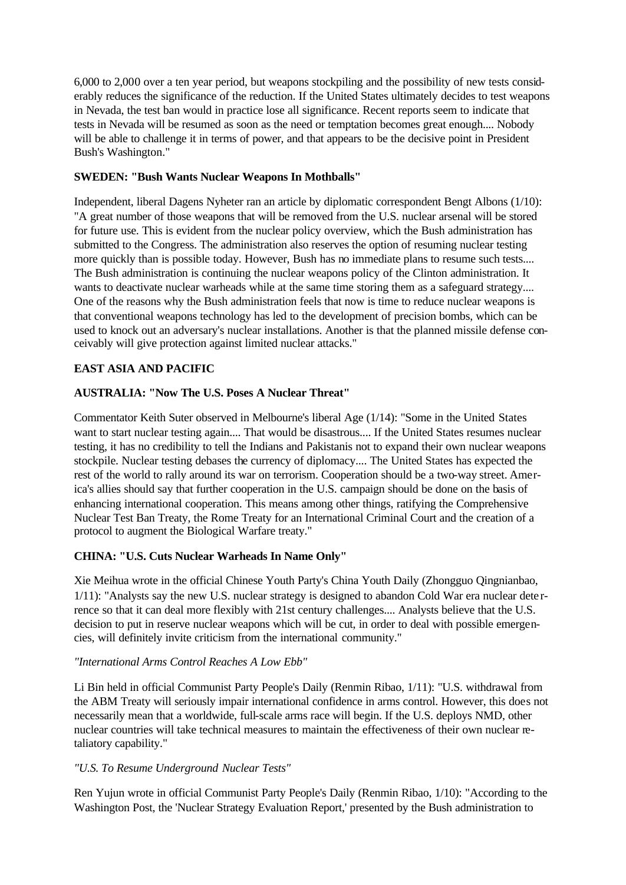6,000 to 2,000 over a ten year period, but weapons stockpiling and the possibility of new tests considerably reduces the significance of the reduction. If the United States ultimately decides to test weapons in Nevada, the test ban would in practice lose all significance. Recent reports seem to indicate that tests in Nevada will be resumed as soon as the need or temptation becomes great enough.... Nobody will be able to challenge it in terms of power, and that appears to be the decisive point in President Bush's Washington."

**SWEDEN: "Bush Wants Nuclear Weapons In Mothballs"**

Independent, liberal Dagens Nyheter ran an article by diplomatic correspondent Bengt Albons (1/10): "A great number of those weapons that will be removed from the U.S. nuclear arsenal will be stored for future use. This is evident from the nuclear policy overview, which the Bush administration has submitted to the Congress. The administration also reserves the option of resuming nuclear testing more quickly than is possible today. However, Bush has no immediate plans to resume such tests.... The Bush administration is continuing the nuclear weapons policy of the Clinton administration. It wants to deactivate nuclear warheads while at the same time storing them as a safeguard strategy.... One of the reasons why the Bush administration feels that now is time to reduce nuclear weapons is that conventional weapons technology has led to the development of precision bombs, which can be used to knock out an adversary's nuclear installations. Another is that the planned missile defense conceivably will give protection against limited nuclear attacks."

**EAST ASIA AND PACIFIC**

**AUSTRALIA: "Now The U.S. Poses A Nuclear Threat"**

Commentator Keith Suter observed in Melbourne's liberal Age (1/14): "Some in the United States want to start nuclear testing again.... That would be disastrous.... If the United States resumes nuclear testing, it has no credibility to tell the Indians and Pakistanis not to expand their own nuclear weapons stockpile. Nuclear testing debases the currency of diplomacy.... The United States has expected the rest of the world to rally around its war on terrorism. Cooperation should be a two-way street. America's allies should say that further cooperation in the U.S. campaign should be done on the basis of enhancing international cooperation. This means among other things, ratifying the Comprehensive Nuclear Test Ban Treaty, the Rome Treaty for an International Criminal Court and the creation of a protocol to augment the Biological Warfare treaty."

**CHINA: "U.S. Cuts Nuclear Warheads In Name Only"**

Xie Meihua wrote in the official Chinese Youth Party's China Youth Daily (Zhongguo Qingnianbao, 1/11): "Analysts say the new U.S. nuclear strategy is designed to abandon Cold War era nuclear deterrence so that it can deal more flexibly with 21st century challenges.... Analysts believe that the U.S. decision to put in reserve nuclear weapons which will be cut, in order to deal with possible emergencies, will definitely invite criticism from the international community."

*"International Arms Control Reaches A Low Ebb"*

Li Bin held in official Communist Party People's Daily (Renmin Ribao, 1/11): "U.S. withdrawal from the ABM Treaty will seriously impair international confidence in arms control. However, this does not necessarily mean that a worldwide, full-scale arms race will begin. If the U.S. deploys NMD, other nuclear countries will take technical measures to maintain the effectiveness of their own nuclear retaliatory capability."

*"U.S. To Resume Underground Nuclear Tests"*

Ren Yujun wrote in official Communist Party People's Daily (Renmin Ribao, 1/10): "According to the Washington Post, the 'Nuclear Strategy Evaluation Report,' presented by the Bush administration to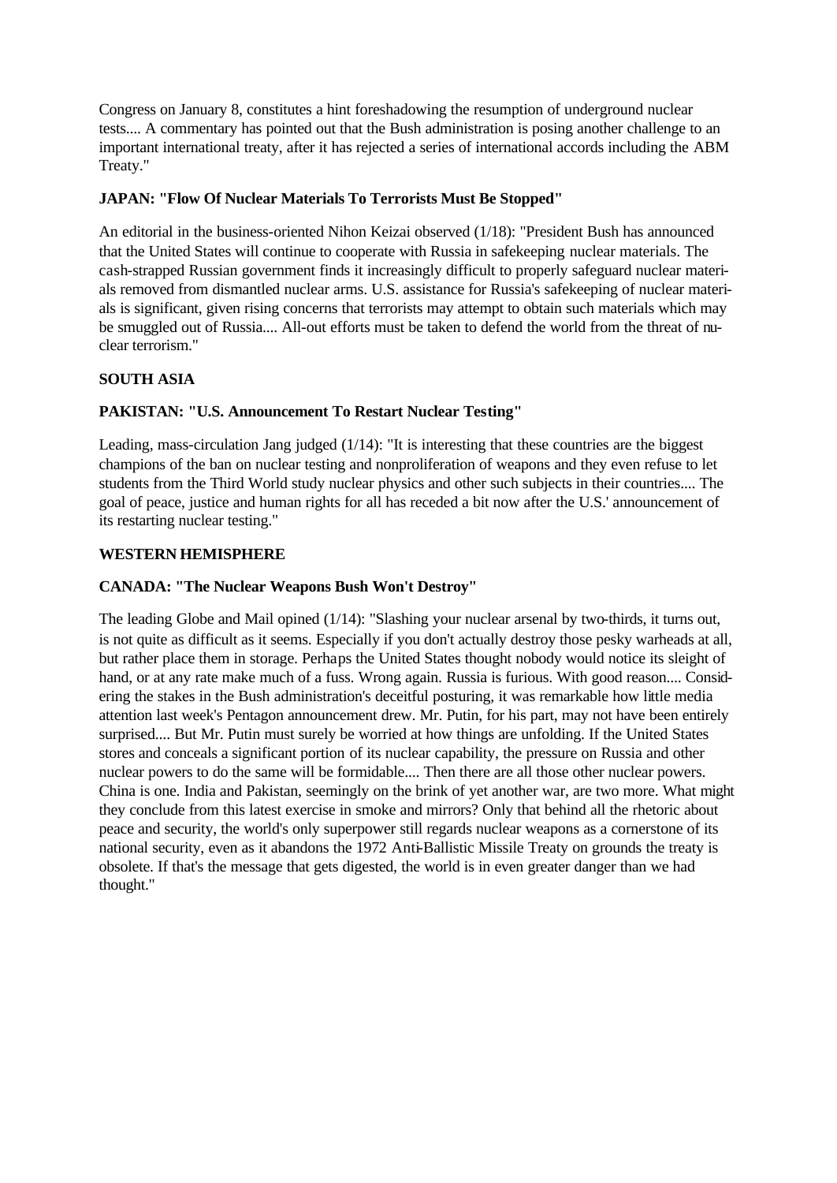Congress on January 8, constitutes a hint foreshadowing the resumption of underground nuclear tests.... A commentary has pointed out that the Bush administration is posing another challenge to an important international treaty, after it has rejected a series of international accords including the ABM Treaty."

**JAPAN: "Flow Of Nuclear Materials To Terrorists Must Be Stopped"**

An editorial in the business-oriented Nihon Keizai observed (1/18): "President Bush has announced that the United States will continue to cooperate with Russia in safekeeping nuclear materials. The cash-strapped Russian government finds it increasingly difficult to properly safeguard nuclear materials removed from dismantled nuclear arms. U.S. assistance for Russia's safekeeping of nuclear materials is significant, given rising concerns that terrorists may attempt to obtain such materials which may be smuggled out of Russia.... All-out efforts must be taken to defend the world from the threat of nuclear terrorism."

**SOUTH ASIA**

**PAKISTAN: "U.S. Announcement To Restart Nuclear Testing"**

Leading, mass-circulation Jang judged (1/14): "It is interesting that these countries are the biggest champions of the ban on nuclear testing and nonproliferation of weapons and they even refuse to let students from the Third World study nuclear physics and other such subjects in their countries.... The goal of peace, justice and human rights for all has receded a bit now after the U.S.' announcement of its restarting nuclear testing."

**WESTERN HEMISPHERE**

**CANADA: "The Nuclear Weapons Bush Won't Destroy"**

The leading Globe and Mail opined (1/14): "Slashing your nuclear arsenal by two-thirds, it turns out, is not quite as difficult as it seems. Especially if you don't actually destroy those pesky warheads at all, but rather place them in storage. Perhaps the United States thought nobody would notice its sleight of hand, or at any rate make much of a fuss. Wrong again. Russia is furious. With good reason.... Considering the stakes in the Bush administration's deceitful posturing, it was remarkable how little media attention last week's Pentagon announcement drew. Mr. Putin, for his part, may not have been entirely surprised.... But Mr. Putin must surely be worried at how things are unfolding. If the United States stores and conceals a significant portion of its nuclear capability, the pressure on Russia and other nuclear powers to do the same will be formidable.... Then there are all those other nuclear powers. China is one. India and Pakistan, seemingly on the brink of yet another war, are two more. What might they conclude from this latest exercise in smoke and mirrors? Only that behind all the rhetoric about peace and security, the world's only superpower still regards nuclear weapons as a cornerstone of its national security, even as it abandons the 1972 Anti-Ballistic Missile Treaty on grounds the treaty is obsolete. If that's the message that gets digested, the world is in even greater danger than we had thought."